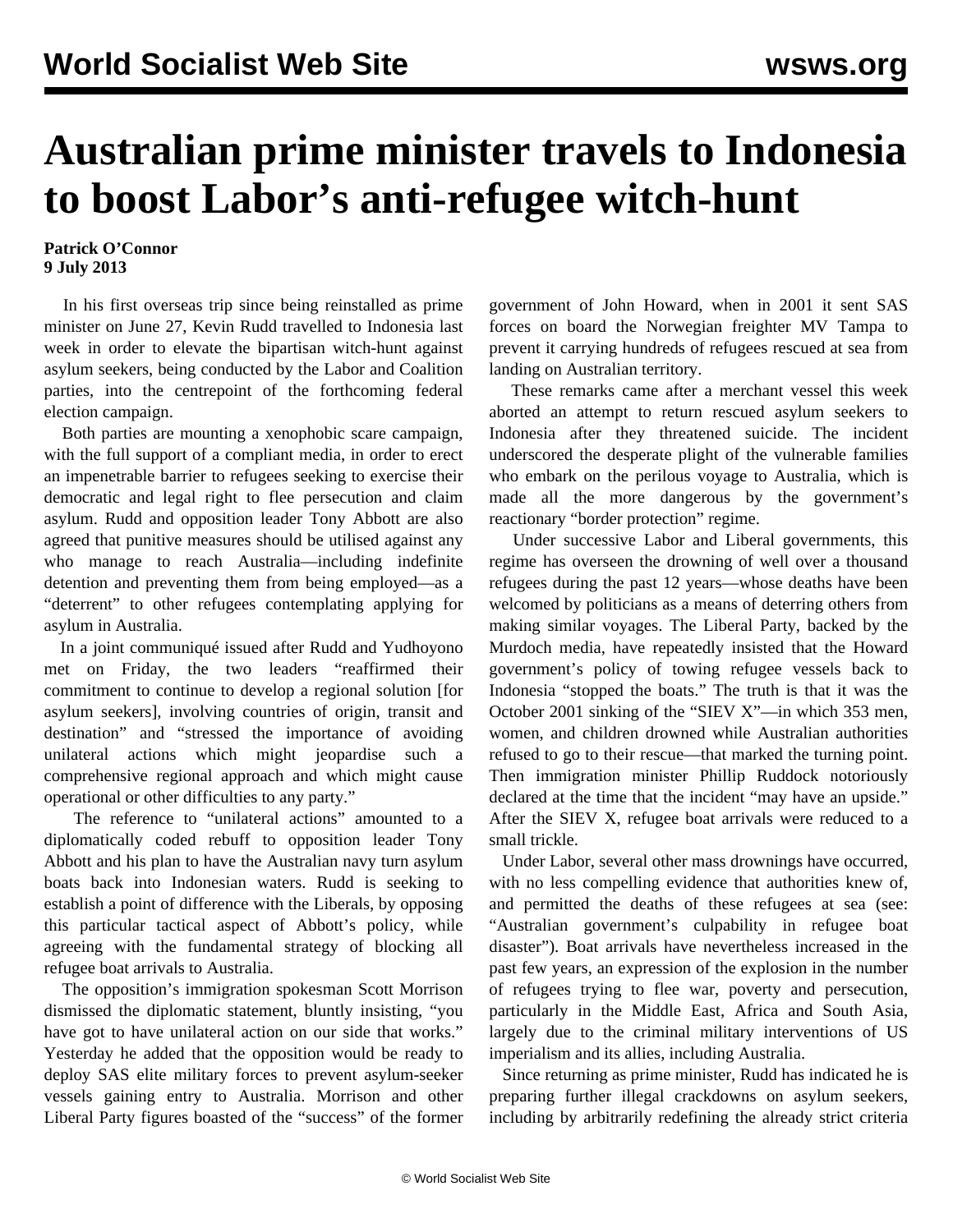# Australian prime minister travels to Indonesia to boost Labor's anti-refugee witch-hunt

**Patrick O'Connor**
**9 July 2013**

In his first overseas trip since being reinstalled as prime minister on June 27, Kevin Rudd travelled to Indonesia last week in order to elevate the bipartisan witch-hunt against asylum seekers, being conducted by the Labor and Coalition parties, into the centrepoint of the forthcoming federal election campaign.

Both parties are mounting a xenophobic scare campaign, with the full support of a compliant media, in order to erect an impenetrable barrier to refugees seeking to exercise their democratic and legal right to flee persecution and claim asylum. Rudd and opposition leader Tony Abbott are also agreed that punitive measures should be utilised against any who manage to reach Australia—including indefinite detention and preventing them from being employed—as a "deterrent" to other refugees contemplating applying for asylum in Australia.

In a joint communiqué issued after Rudd and Yudhoyono met on Friday, the two leaders "reaffirmed their commitment to continue to develop a regional solution [for asylum seekers], involving countries of origin, transit and destination" and "stressed the importance of avoiding unilateral actions which might jeopardise such a comprehensive regional approach and which might cause operational or other difficulties to any party."

The reference to "unilateral actions" amounted to a diplomatically coded rebuff to opposition leader Tony Abbott and his plan to have the Australian navy turn asylum boats back into Indonesian waters. Rudd is seeking to establish a point of difference with the Liberals, by opposing this particular tactical aspect of Abbott's policy, while agreeing with the fundamental strategy of blocking all refugee boat arrivals to Australia.

The opposition's immigration spokesman Scott Morrison dismissed the diplomatic statement, bluntly insisting, "you have got to have unilateral action on our side that works." Yesterday he added that the opposition would be ready to deploy SAS elite military forces to prevent asylum-seeker vessels gaining entry to Australia. Morrison and other Liberal Party figures boasted of the "success" of the former government of John Howard, when in 2001 it sent SAS forces on board the Norwegian freighter MV Tampa to prevent it carrying hundreds of refugees rescued at sea from landing on Australian territory.

These remarks came after a merchant vessel this week aborted an attempt to return rescued asylum seekers to Indonesia after they threatened suicide. The incident underscored the desperate plight of the vulnerable families who embark on the perilous voyage to Australia, which is made all the more dangerous by the government's reactionary "border protection" regime.

Under successive Labor and Liberal governments, this regime has overseen the drowning of well over a thousand refugees during the past 12 years—whose deaths have been welcomed by politicians as a means of deterring others from making similar voyages. The Liberal Party, backed by the Murdoch media, have repeatedly insisted that the Howard government's policy of towing refugee vessels back to Indonesia "stopped the boats." The truth is that it was the October 2001 sinking of the "SIEV X"—in which 353 men, women, and children drowned while Australian authorities refused to go to their rescue—that marked the turning point. Then immigration minister Phillip Ruddock notoriously declared at the time that the incident "may have an upside." After the SIEV X, refugee boat arrivals were reduced to a small trickle.

Under Labor, several other mass drownings have occurred, with no less compelling evidence that authorities knew of, and permitted the deaths of these refugees at sea (see: "Australian government's culpability in refugee boat disaster"). Boat arrivals have nevertheless increased in the past few years, an expression of the explosion in the number of refugees trying to flee war, poverty and persecution, particularly in the Middle East, Africa and South Asia, largely due to the criminal military interventions of US imperialism and its allies, including Australia.

Since returning as prime minister, Rudd has indicated he is preparing further illegal crackdowns on asylum seekers, including by arbitrarily redefining the already strict criteria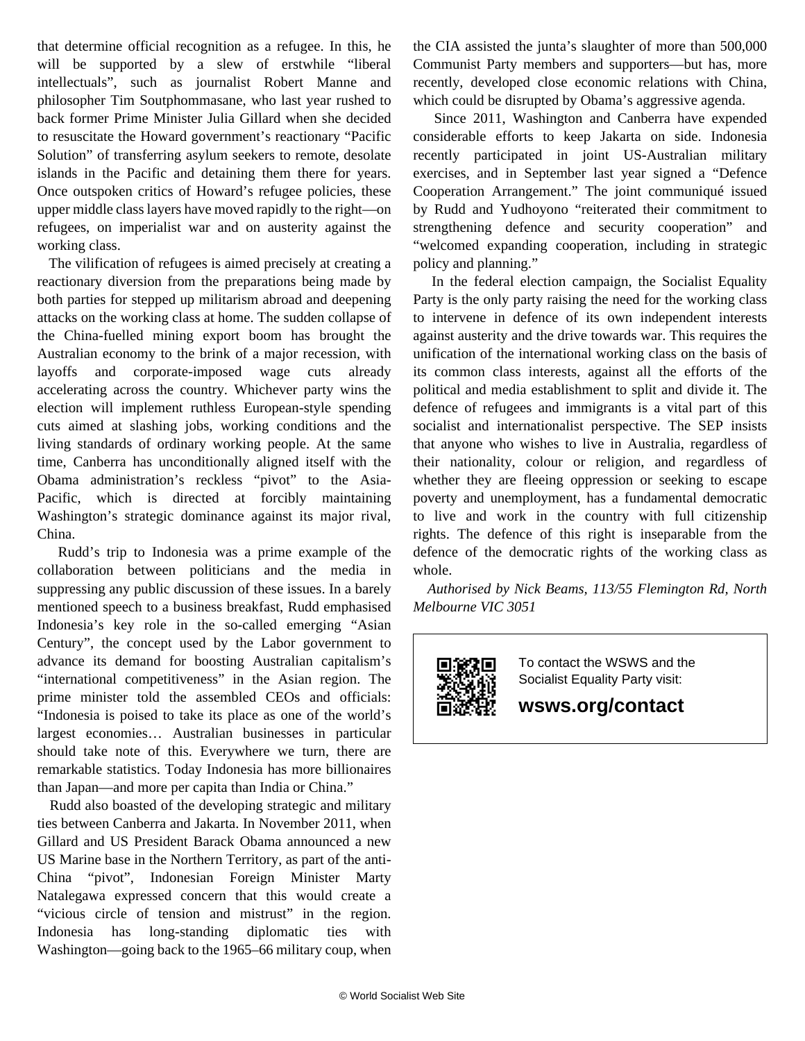that determine official recognition as a refugee. In this, he will be supported by a slew of erstwhile "liberal intellectuals", such as journalist Robert Manne and philosopher Tim Soutphommasane, who last year rushed to back former Prime Minister Julia Gillard when she decided to resuscitate the Howard government's reactionary "Pacific Solution" of transferring asylum seekers to remote, desolate islands in the Pacific and detaining them there for years. Once outspoken critics of Howard's refugee policies, these upper middle class layers have moved rapidly to the right—on refugees, on imperialist war and on austerity against the working class.

The vilification of refugees is aimed precisely at creating a reactionary diversion from the preparations being made by both parties for stepped up militarism abroad and deepening attacks on the working class at home. The sudden collapse of the China-fuelled mining export boom has brought the Australian economy to the brink of a major recession, with layoffs and corporate-imposed wage cuts already accelerating across the country. Whichever party wins the election will implement ruthless European-style spending cuts aimed at slashing jobs, working conditions and the living standards of ordinary working people. At the same time, Canberra has unconditionally aligned itself with the Obama administration's reckless "pivot" to the Asia-Pacific, which is directed at forcibly maintaining Washington's strategic dominance against its major rival, China.

Rudd's trip to Indonesia was a prime example of the collaboration between politicians and the media in suppressing any public discussion of these issues. In a barely mentioned speech to a business breakfast, Rudd emphasised Indonesia's key role in the so-called emerging "Asian Century", the concept used by the Labor government to advance its demand for boosting Australian capitalism's "international competitiveness" in the Asian region. The prime minister told the assembled CEOs and officials: "Indonesia is poised to take its place as one of the world's largest economies… Australian businesses in particular should take note of this. Everywhere we turn, there are remarkable statistics. Today Indonesia has more billionaires than Japan—and more per capita than India or China."

Rudd also boasted of the developing strategic and military ties between Canberra and Jakarta. In November 2011, when Gillard and US President Barack Obama announced a new US Marine base in the Northern Territory, as part of the anti-China "pivot", Indonesian Foreign Minister Marty Natalegawa expressed concern that this would create a "vicious circle of tension and mistrust" in the region. Indonesia has long-standing diplomatic ties with Washington—going back to the 1965–66 military coup, when the CIA assisted the junta's slaughter of more than 500,000 Communist Party members and supporters—but has, more recently, developed close economic relations with China, which could be disrupted by Obama's aggressive agenda.

Since 2011, Washington and Canberra have expended considerable efforts to keep Jakarta on side. Indonesia recently participated in joint US-Australian military exercises, and in September last year signed a "Defence Cooperation Arrangement." The joint communiqué issued by Rudd and Yudhoyono "reiterated their commitment to strengthening defence and security cooperation" and "welcomed expanding cooperation, including in strategic policy and planning."

In the federal election campaign, the Socialist Equality Party is the only party raising the need for the working class to intervene in defence of its own independent interests against austerity and the drive towards war. This requires the unification of the international working class on the basis of its common class interests, against all the efforts of the political and media establishment to split and divide it. The defence of refugees and immigrants is a vital part of this socialist and internationalist perspective. The SEP insists that anyone who wishes to live in Australia, regardless of their nationality, colour or religion, and regardless of whether they are fleeing oppression or seeking to escape poverty and unemployment, has a fundamental democratic to live and work in the country with full citizenship rights. The defence of this right is inseparable from the defence of the democratic rights of the working class as whole.

*Authorised by Nick Beams, 113/55 Flemington Rd, North Melbourne VIC 3051*

To contact the WSWS and the Socialist Equality Party visit:

**wsws.org/contact**